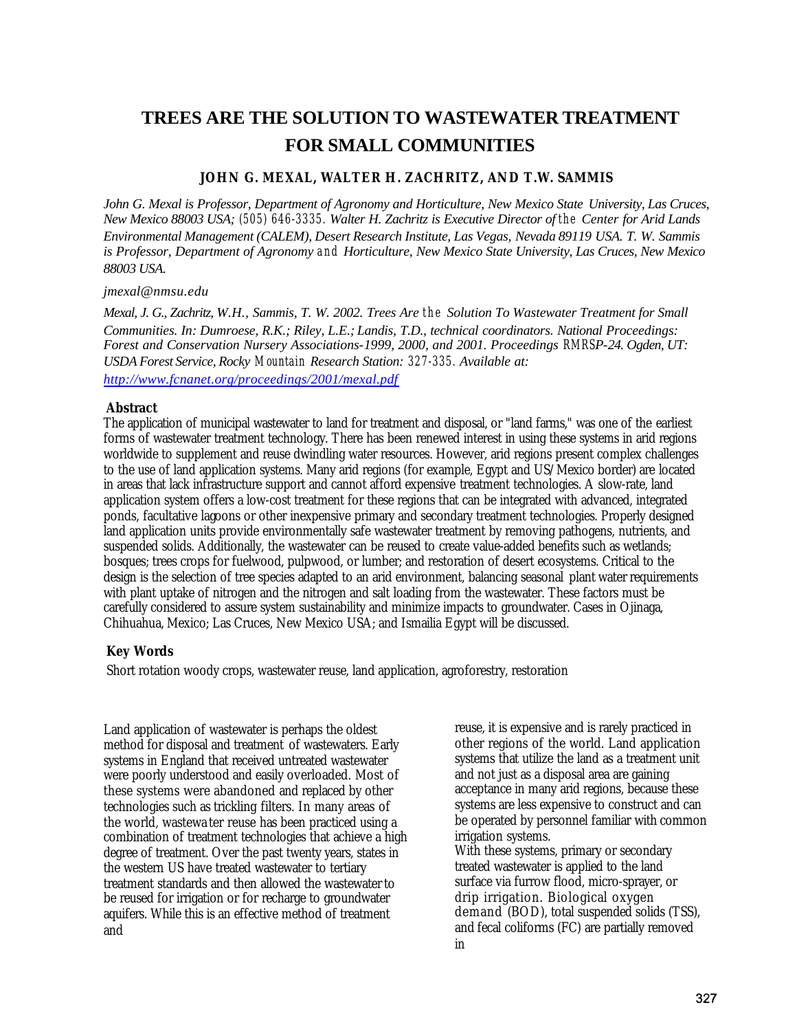# TREES ARE THE SOLUTION TO WASTEWATER TREATMENT FOR SMALL COMMUNITIES

**JOHN G. MEXAL, WALTER H. ZACHRITZ, AND T.W. SAMMIS**

*John G. Mexal is Professor, Department of Agronomy and Horticulture, New Mexico State University, Las Cruces, New Mexico 88003 USA; (505) 646-3335. Walter H. Zachritz is Executive Director of the Center for Arid Lands Environmental Management (CALEM), Desert Research Institute, Las Vegas, Nevada 89119 USA. T. W. Sammis is Professor, Department of Agronomy and Horticulture, New Mexico State University, Las Cruces, New Mexico 88003 USA.*

*jmexal@nmsu.edu*

*Mexal, J. G., Zachritz, W.H., Sammis, T. W. 2002. Trees Are the Solution To Wastewater Treatment for Small Communities. In: Dumroese, R.K.; Riley, L.E.; Landis, T.D., technical coordinators. National Proceedings: Forest and Conservation Nursery Associations-1999, 2000, and 2001. Proceedings RMRSP-24. Ogden, UT: USDA Forest Service, Rocky Mountain Research Station: 327-335. Available at: http://www.fcnanet.org/proceedings/2001/mexal.pdf*

## Abstract

The application of municipal wastewater to land for treatment and disposal, or "land farms," was one of the earliest forms of wastewater treatment technology. There has been renewed interest in using these systems in arid regions worldwide to supplement and reuse dwindling water resources. However, arid regions present complex challenges to the use of land application systems. Many arid regions (for example, Egypt and US/Mexico border) are located in areas that lack infrastructure support and cannot afford expensive treatment technologies. A slow-rate, land application system offers a low-cost treatment for these regions that can be integrated with advanced, integrated ponds, facultative lagoons or other inexpensive primary and secondary treatment technologies. Properly designed land application units provide environmentally safe wastewater treatment by removing pathogens, nutrients, and suspended solids. Additionally, the wastewater can be reused to create value-added benefits such as wetlands; bosques; trees crops for fuelwood, pulpwood, or lumber; and restoration of desert ecosystems. Critical to the design is the selection of tree species adapted to an arid environment, balancing seasonal plant water requirements with plant uptake of nitrogen and the nitrogen and salt loading from the wastewater. These factors must be carefully considered to assure system sustainability and minimize impacts to groundwater. Cases in Ojinaga, Chihuahua, Mexico; Las Cruces, New Mexico USA; and Ismailia Egypt will be discussed.

## Key Words

Short rotation woody crops, wastewater reuse, land application, agroforestry, restoration

Land application of wastewater is perhaps the oldest method for disposal and treatment of wastewaters. Early systems in England that received untreated wastewater were poorly understood and easily overloaded. Most of these systems were abandoned and replaced by other technologies such as trickling filters. In many areas of the world, wastewater reuse has been practiced using a combination of treatment technologies that achieve a high degree of treatment. Over the past twenty years, states in the western US have treated wastewater to tertiary treatment standards and then allowed the wastewater to be reused for irrigation or for recharge to groundwater aquifers. While this is an effective method of treatment and reuse, it is expensive and is rarely practiced in other regions of the world. Land application systems that utilize the land as a treatment unit and not just as a disposal area are gaining acceptance in many arid regions, because these systems are less expensive to construct and can be operated by personnel familiar with common irrigation systems.

With these systems, primary or secondary treated wastewater is applied to the land surface via furrow flood, micro-sprayer, or drip irrigation. Biological oxygen demand (BOD), total suspended solids (TSS), and fecal coliforms (FC) are partially removed in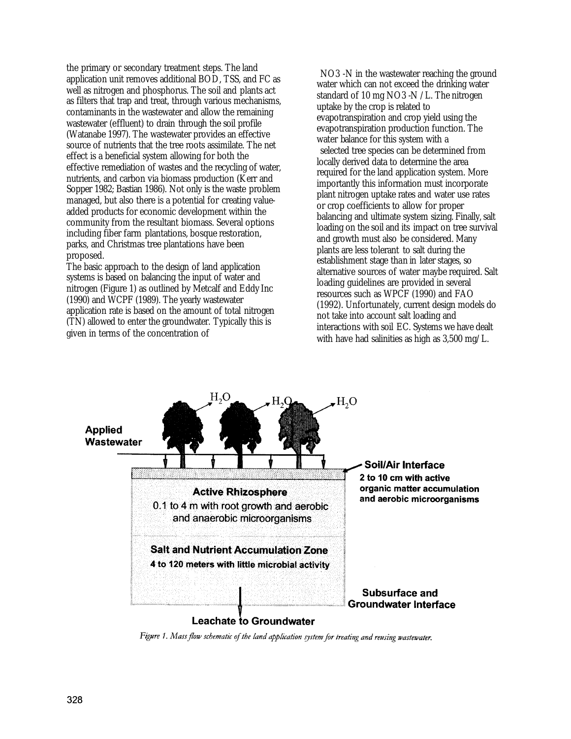the primary or secondary treatment steps. The land application unit removes additional BOD, TSS, and FC as well as nitrogen and phosphorus. The soil and plants act as filters that trap and treat, through various mechanisms, contaminants in the wastewater and allow the remaining wastewater (effluent) to drain through the soil profile (Watanabe 1997). The wastewater provides an effective source of nutrients that the tree roots assimilate. The net effect is a beneficial system allowing for both the effective remediation of wastes and the recycling of water, nutrients, and carbon via biomass production (Kerr and Sopper 1982; Bastian 1986). Not only is the waste problem managed, but also there is a potential for creating value-added products for economic development within the community from the resultant biomass. Several options including fiber farm plantations, bosque restoration, parks, and Christmas tree plantations have been proposed.

The basic approach to the design of land application systems is based on balancing the input of water and nitrogen (Figure 1) as outlined by Metcalf and Eddy Inc (1990) and WCPF (1989). The yearly wastewater application rate is based on the amount of total nitrogen (TN) allowed to enter the groundwater. Typically this is given in terms of the concentration of $NO_3$-N in the wastewater reaching the ground water which can not exceed the drinking water standard of 10 mg $NO_3$-N/L. The nitrogen uptake by the crop is related to evapotranspiration and crop yield using the evapotranspiration production function. The water balance for this system with a selected tree species can be determined from locally derived data to determine the area required for the land application system. More importantly this information must incorporate plant nitrogen uptake rates and water use rates or crop coefficients to allow for proper balancing and ultimate system sizing. Finally, salt loading on the soil and its impact on tree survival and growth must also be considered. Many plants are less tolerant to salt during the establishment stage than in later stages, so alternative sources of water maybe required. Salt loading guidelines are provided in several resources such as WPCF (1990) and FAO (1992). Unfortunately, current design models do not take into account salt loading and interactions with soil EC. Systems we have dealt with have had salinities as high as 3,500 mg/L.

Applied Wastewater

$H_2O$ $H_2O$ $H_2O$

Soil/Air Interface
2 to 10 cm with active organic matter accumulation and aerobic microorganisms

Active Rhizosphere
0.1 to 4 m with root growth and aerobic and anaerobic microorganisms

Salt and Nutrient Accumulation Zone
4 to 120 meters with little microbial activity

Subsurface and Groundwater Interface

Leachate to Groundwater

*Figure 1. Mass flow schematic of the land application system for treating and reusing wastewater.*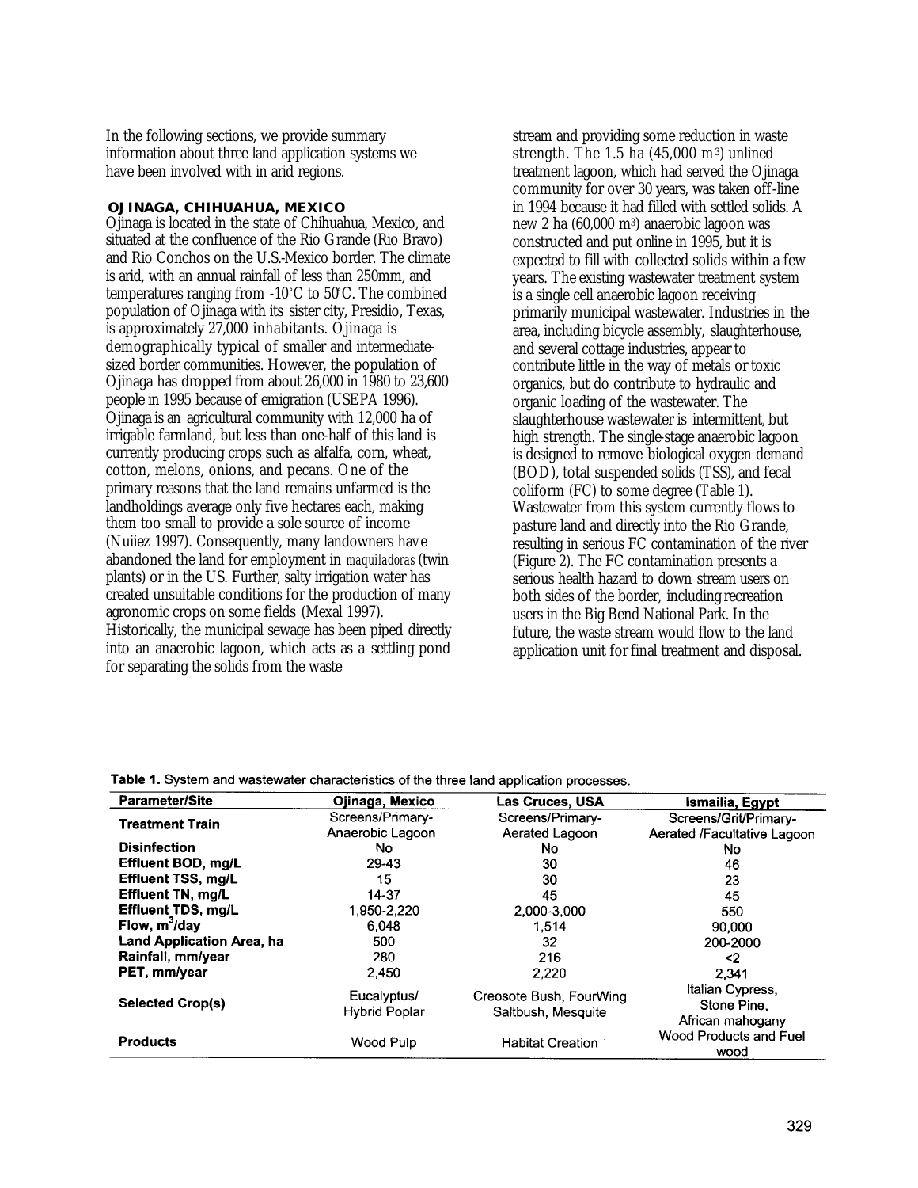In the following sections, we provide summary information about three land application systems we have been involved with in arid regions.

## OJINAGA, CHIHUAHUA, MEXICO

Ojinaga is located in the state of Chihuahua, Mexico, and situated at the confluence of the Rio Grande (Rio Bravo) and Rio Conchos on the U.S.-Mexico border. The climate is arid, with an annual rainfall of less than 250mm, and temperatures ranging from -10°C to 50°C. The combined population of Ojinaga with its sister city, Presidio, Texas, is approximately 27,000 inhabitants. Ojinaga is demographically typical of smaller and intermediate-sized border communities. However, the population of Ojinaga has dropped from about 26,000 in 1980 to 23,600 people in 1995 because of emigration (USEPA 1996). Ojinaga is an agricultural community with 12,000 ha of irrigable farmland, but less than one-half of this land is currently producing crops such as alfalfa, corn, wheat, cotton, melons, onions, and pecans. One of the primary reasons that the land remains unfarmed is the landholdings average only five hectares each, making them too small to provide a sole source of income (Nuiiez 1997). Consequently, many landowners have abandoned the land for employment in *maquiladoras* (twin plants) or in the US. Further, salty irrigation water has created unsuitable conditions for the production of many agronomic crops on some fields (Mexal 1997). Historically, the municipal sewage has been piped directly into an anaerobic lagoon, which acts as a settling pond for separating the solids from the waste stream and providing some reduction in waste strength. The 1.5 ha (45,000 $m^3$) unlined treatment lagoon, which had served the Ojinaga community for over 30 years, was taken off-line in 1994 because it had filled with settled solids. A new 2 ha (60,000 $m^3$) anaerobic lagoon was constructed and put online in 1995, but it is expected to fill with collected solids within a few years. The existing wastewater treatment system is a single cell anaerobic lagoon receiving primarily municipal wastewater. Industries in the area, including bicycle assembly, slaughterhouse, and several cottage industries, appear to contribute little in the way of metals or toxic organics, but do contribute to hydraulic and organic loading of the wastewater. The slaughterhouse wastewater is intermittent, but high strength. The single-stage anaerobic lagoon is designed to remove biological oxygen demand (BOD), total suspended solids (TSS), and fecal coliform (FC) to some degree (Table 1). Wastewater from this system currently flows to pasture land and directly into the Rio Grande, resulting in serious FC contamination of the river (Figure 2). The FC contamination presents a serious health hazard to down stream users on both sides of the border, including recreation users in the Big Bend National Park. In the future, the waste stream would flow to the land application unit for final treatment and disposal.

**Table 1.** System and wastewater characteristics of the three land application processes.

| Parameter/Site | Ojinaga, Mexico | Las Cruces, USA | Ismailia, Egypt |
|---|---|---|---|
| **Treatment Train** | Screens/Primary-Anaerobic Lagoon | Screens/Primary-Aerated Lagoon | Screens/Grit/Primary-Aerated /Facultative Lagoon |
| **Disinfection** | No | No | No |
| **Effluent BOD, mg/L** | 29-43 | 30 | 46 |
| **Effluent TSS, mg/L** | 15 | 30 | 23 |
| **Effluent TN, mg/L** | 14-37 | 45 | 45 |
| **Effluent TDS, mg/L** | 1,950-2,220 | 2,000-3,000 | 550 |
| **Flow, $m^3$/day** | 6,048 | 1,514 | 90,000 |
| **Land Application Area, ha** | 500 | 32 | 200-2000 |
| **Rainfall, mm/year** | 280 | 216 | <2 |
| **PET, mm/year** | 2,450 | 2,220 | 2,341 |
| **Selected Crop(s)** | Eucalyptus/ Hybrid Poplar | Creosote Bush, FourWing Saltbush, Mesquite | Italian Cypress, Stone Pine, African mahogany |
| **Products** | Wood Pulp | Habitat Creation | Wood Products and Fuel wood |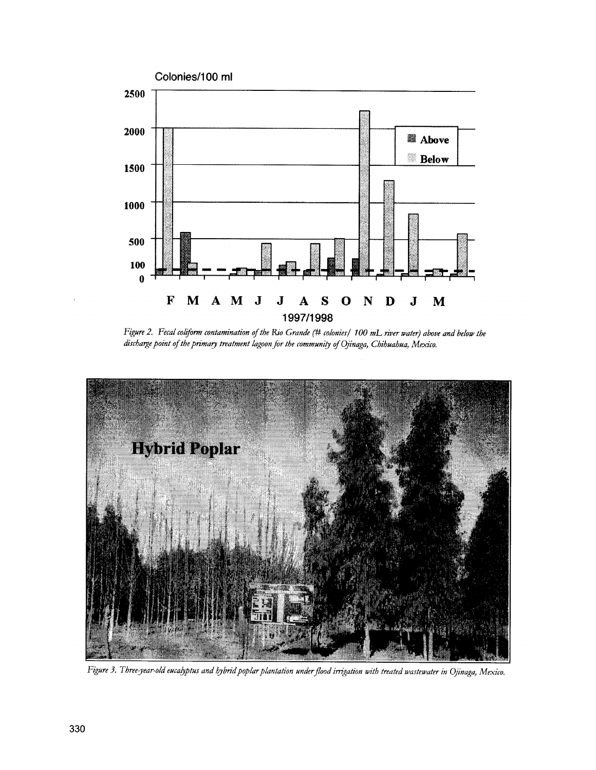Figure 2. Fecal coliform contamination of the Rio Grande (# colonies/ 100 mL river water) above and below the discharge point of the primary treatment lagoon for the community of Ojinaga, Chihuahua, Mexico.

Figure 3. Three-year-old eucalyptus and hybrid poplar plantation under flood irrigation with treated wastewater in Ojinaga, Mexico.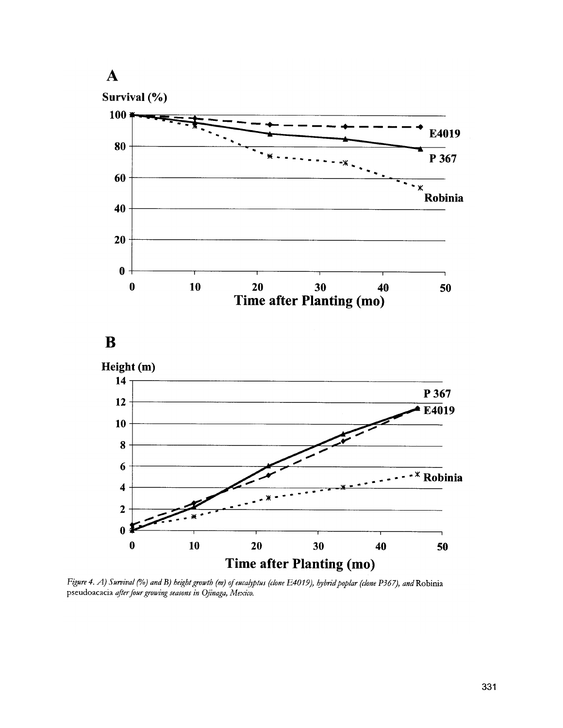*Figure 4. A) Survival (%) and B) height growth (m) of eucalyptus (clone E4019), hybrid poplar (clone P367), and* Robinia pseudoacacia *after four growing seasons in Ojinaga, Mexico.*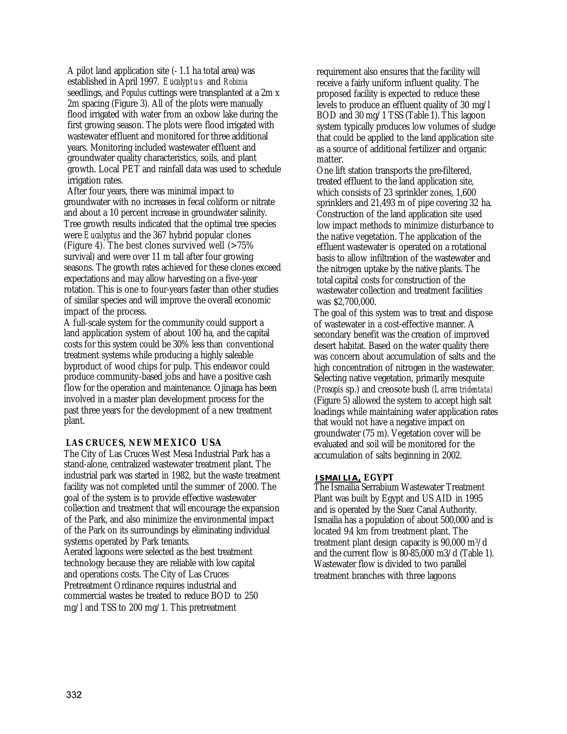A pilot land application site (~ 1.1 ha total area) was established in April 1997. *Eucalyptus* and *Robinia* seedlings, and *Populus* cuttings were transplanted at a 2m x 2m spacing (Figure 3). All of the plots were manually flood irrigated with water from an oxbow lake during the first growing season. The plots were flood irrigated with wastewater effluent and monitored for three additional years. Monitoring included wastewater effluent and groundwater quality characteristics, soils, and plant growth. Local PET and rainfall data was used to schedule irrigation rates.

After four years, there was minimal impact to groundwater with no increases in fecal coliform or nitrate and about a 10 percent increase in groundwater salinity. Tree growth results indicated that the optimal tree species were *Eucalyptus* and the 367 hybrid popular clones (Figure 4). The best clones survived well (>75% survival) and were over 11 m tall after four growing seasons. The growth rates achieved for these clones exceed expectations and may allow harvesting on a five-year rotation. This is one to four-years faster than other studies of similar species and will improve the overall economic impact of the process.

A full-scale system for the community could support a land application system of about 100 ha, and the capital costs for this system could be 30% less than conventional treatment systems while producing a highly saleable byproduct of wood chips for pulp. This endeavor could produce community-based jobs and have a positive cash flow for the operation and maintenance. Ojinaga has been involved in a master plan development process for the past three years for the development of a new treatment plant.

## LAS CRUCES, NEW MEXICO USA

The City of Las Cruces West Mesa Industrial Park has a stand-alone, centralized wastewater treatment plant. The industrial park was started in 1982, but the waste treatment facility was not completed until the summer of 2000. The goal of the system is to provide effective wastewater collection and treatment that will encourage the expansion of the Park, and also minimize the environmental impact of the Park on its surroundings by eliminating individual systems operated by Park tenants.

Aerated lagoons were selected as the best treatment technology because they are reliable with low capital and operations costs. The City of Las Cruces Pretreatment Ordinance requires industrial and commercial wastes be treated to reduce BOD to 250 mg/l and TSS to 200 mg/1. This pretreatment requirement also ensures that the facility will receive a fairly uniform influent quality. The proposed facility is expected to reduce these levels to produce an effluent quality of 30 mg/l BOD and 30 mg/1 TSS (Table 1). This lagoon system typically produces low volumes of sludge that could be applied to the land application site as a source of additional fertilizer and organic matter.

One lift station transports the pre-filtered, treated effluent to the land application site, which consists of 23 sprinkler zones, 1,600 sprinklers and 21,493 m of pipe covering 32 ha. Construction of the land application site used low impact methods to minimize disturbance to the native vegetation. The application of the effluent wastewater is operated on a rotational basis to allow infiltration of the wastewater and the nitrogen uptake by the native plants. The total capital costs for construction of the wastewater collection and treatment facilities was $2,700,000.

The goal of this system was to treat and dispose of wastewater in a cost-effective manner. A secondary benefit was the creation of improved desert habitat. Based on the water quality there was concern about accumulation of salts and the high concentration of nitrogen in the wastewater. Selecting native vegetation, primarily mesquite (*Prosopis* sp.) and creosote bush (*Larrea tridentata*) (Figure 5) allowed the system to accept high salt loadings while maintaining water application rates that would not have a negative impact on groundwater (75 m). Vegetation cover will be evaluated and soil will be monitored for the accumulation of salts beginning in 2002.

## ISMAILIA, EGYPT

The Ismailia Serrabium Wastewater Treatment Plant was built by Egypt and US AID in 1995 and is operated by the Suez Canal Authority. Ismailia has a population of about 500,000 and is located 9.4 km from treatment plant. The treatment plant design capacity is 90,000 $m^3$/d and the current flow is 80-85,000 m3/d (Table 1). Wastewater flow is divided to two parallel treatment branches with three lagoons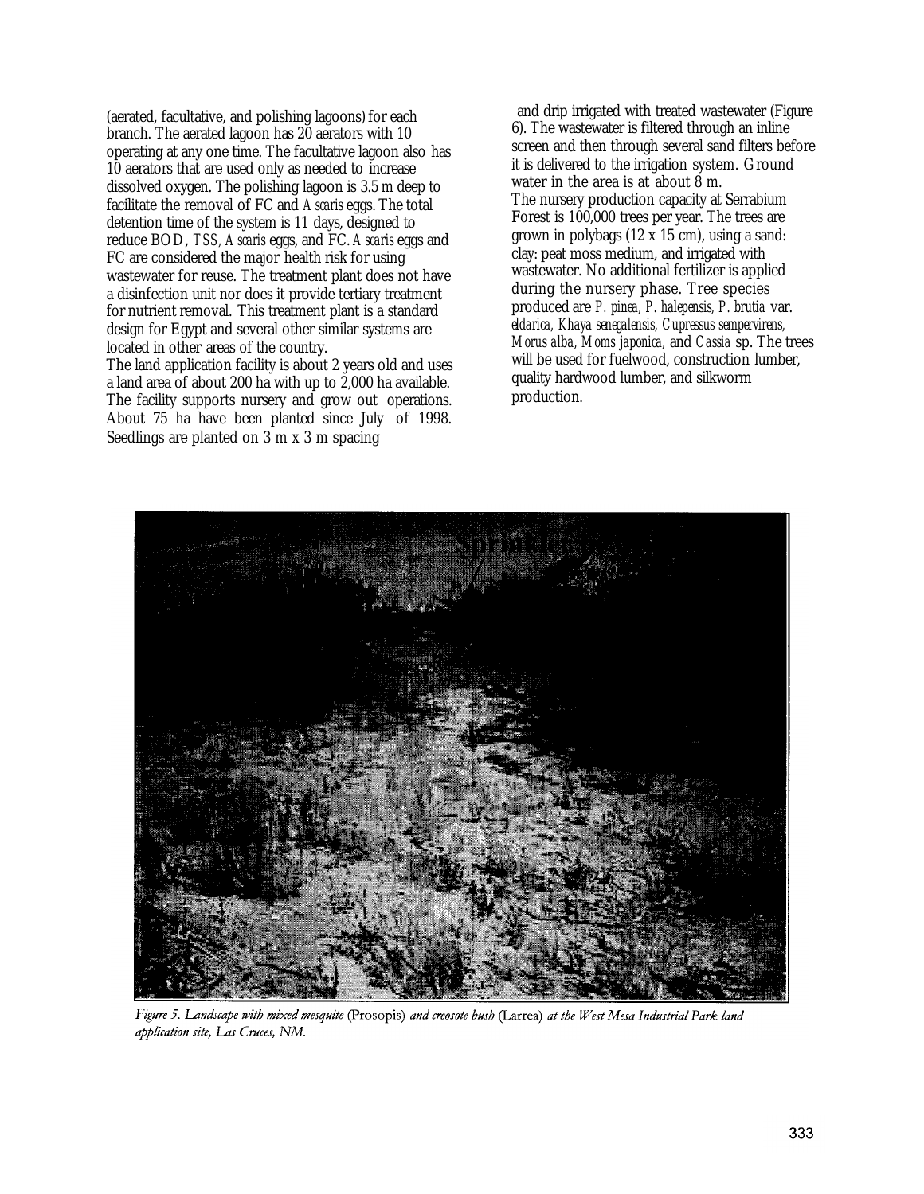(aerated, facultative, and polishing lagoons) for each branch. The aerated lagoon has 20 aerators with 10 operating at any one time. The facultative lagoon also has 10 aerators that are used only as needed to increase dissolved oxygen. The polishing lagoon is 3.5 m deep to facilitate the removal of FC and *Ascaris* eggs. The total detention time of the system is 11 days, designed to reduce BOD, *TSS*, *Ascaris* eggs, and FC. *Ascaris* eggs and FC are considered the major health risk for using wastewater for reuse. The treatment plant does not have a disinfection unit nor does it provide tertiary treatment for nutrient removal. This treatment plant is a standard design for Egypt and several other similar systems are located in other areas of the country.

The land application facility is about 2 years old and uses a land area of about 200 ha with up to 2,000 ha available. The facility supports nursery and grow out operations. About 75 ha have been planted since July of 1998. Seedlings are planted on 3 m x 3 m spacing and drip irrigated with treated wastewater (Figure 6). The wastewater is filtered through an inline screen and then through several sand filters before it is delivered to the irrigation system. Ground water in the area is at about 8 m.

The nursery production capacity at Serrabium Forest is 100,000 trees per year. The trees are grown in polybags (12 x 15 cm), using a sand: clay: peat moss medium, and irrigated with wastewater. No additional fertilizer is applied during the nursery phase. Tree species produced are *P. pinea, P. halepensis, P. brutia* var. *eldarica, Khaya senegalensis, Cupressus sempervirens, Morus alba, Moms japonica,* and *Cassia* sp. The trees will be used for fuelwood, construction lumber, quality hardwood lumber, and silkworm production.

*Figure 5. Landscape with mixed mesquite* (Prosopis) *and creosote bush* (Larrea) *at the West Mesa Industrial Park land application site, Las Cruces, NM.*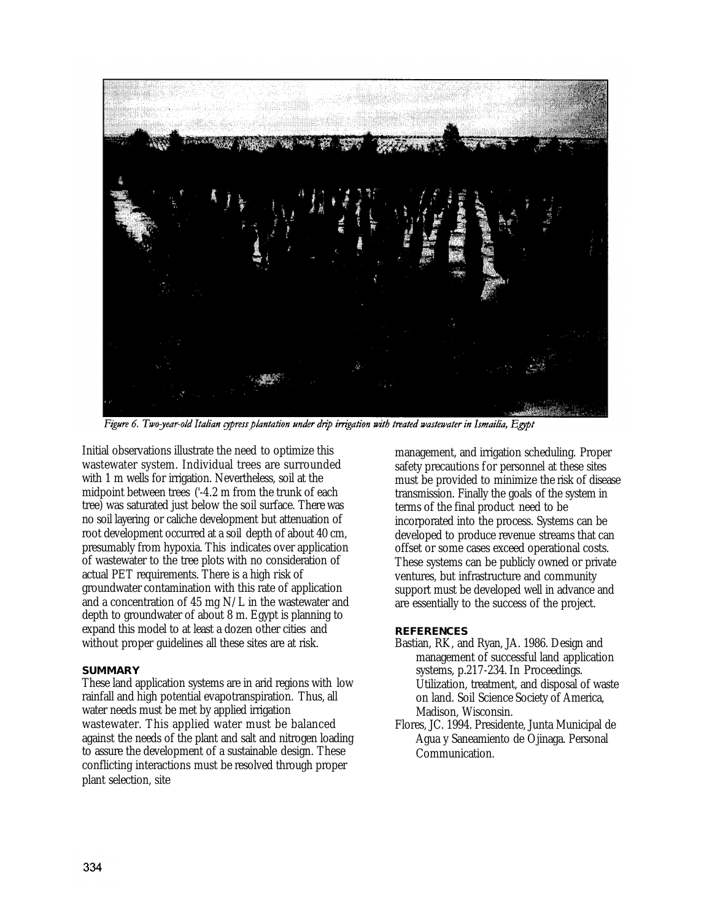*Figure 6. Two-year-old Italian cypress plantation under drip irrigation with treated wastewater in Ismailia, Egypt*

Initial observations illustrate the need to optimize this wastewater system. Individual trees are surrounded with 1 m wells for irrigation. Nevertheless, soil at the midpoint between trees ('-4.2 m from the trunk of each tree) was saturated just below the soil surface. There was no soil layering or caliche development but attenuation of root development occurred at a soil depth of about 40 cm, presumably from hypoxia. This indicates over application of wastewater to the tree plots with no consideration of actual PET requirements. There is a high risk of groundwater contamination with this rate of application and a concentration of 45 mg N/L in the wastewater and depth to groundwater of about 8 m. Egypt is planning to expand this model to at least a dozen other cities and without proper guidelines all these sites are at risk.

## SUMMARY

These land application systems are in arid regions with low rainfall and high potential evapotranspiration. Thus, all water needs must be met by applied irrigation wastewater. This applied water must be balanced against the needs of the plant and salt and nitrogen loading to assure the development of a sustainable design. These conflicting interactions must be resolved through proper plant selection, site management, and irrigation scheduling. Proper safety precautions for personnel at these sites must be provided to minimize the risk of disease transmission. Finally the goals of the system in terms of the final product need to be incorporated into the process. Systems can be developed to produce revenue streams that can offset or some cases exceed operational costs. These systems can be publicly owned or private ventures, but infrastructure and community support must be developed well in advance and are essentially to the success of the project.

## REFERENCES

Bastian, RK, and Ryan, JA. 1986. Design and management of successful land application systems, p.217-234. In Proceedings. Utilization, treatment, and disposal of waste on land. Soil Science Society of America, Madison, Wisconsin.

Flores, JC. 1994. Presidente, Junta Municipal de Agua y Saneamiento de Ojinaga. Personal Communication.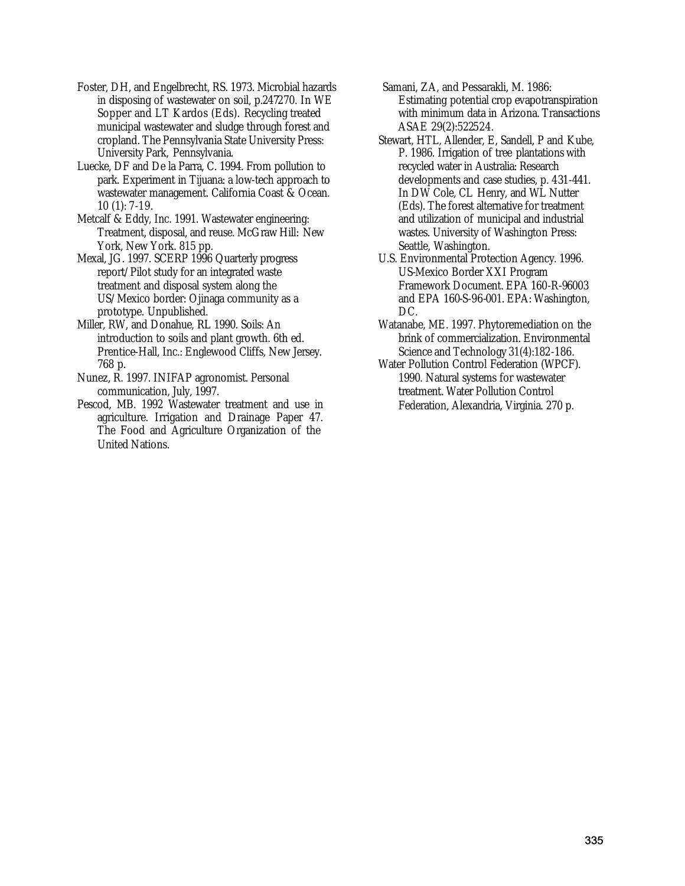Foster, DH, and Engelbrecht, RS. 1973. Microbial hazards in disposing of wastewater on soil, p.247270. In WE Sopper and LT Kardos (Eds). Recycling treated municipal wastewater and sludge through forest and cropland. The Pennsylvania State University Press: University Park, Pennsylvania.

Luecke, DF and De la Parra, C. 1994. From pollution to park. Experiment in Tijuana: a low-tech approach to wastewater management. California Coast & Ocean. 10 (1): 7-19.

Metcalf & Eddy, Inc. 1991. Wastewater engineering: Treatment, disposal, and reuse. McGraw Hill: New York, New York. 815 pp.

Mexal, JG. 1997. SCERP 1996 Quarterly progress report/Pilot study for an integrated waste treatment and disposal system along the US/Mexico border: Ojinaga community as a prototype. Unpublished.

Miller, RW, and Donahue, RL 1990. Soils: An introduction to soils and plant growth. 6th ed. Prentice-Hall, Inc.: Englewood Cliffs, New Jersey. 768 p.

Nunez, R. 1997. INIFAP agronomist. Personal communication, July, 1997.

Pescod, MB. 1992 Wastewater treatment and use in agriculture. Irrigation and Drainage Paper 47. The Food and Agriculture Organization of the United Nations.

Samani, ZA, and Pessarakli, M. 1986: Estimating potential crop evapotranspiration with minimum data in Arizona. Transactions ASAE 29(2):522524.

Stewart, HTL, Allender, E, Sandell, P and Kube, P. 1986. Irrigation of tree plantations with recycled water in Australia: Research developments and case studies, p. 431-441. In DW Cole, CL Henry, and WL Nutter (Eds). The forest alternative for treatment and utilization of municipal and industrial wastes. University of Washington Press: Seattle, Washington.

U.S. Environmental Protection Agency. 1996. US-Mexico Border XXI Program Framework Document. EPA 160-R-96003 and EPA 160-S-96-001. EPA: Washington, DC.

Watanabe, ME. 1997. Phytoremediation on the brink of commercialization. Environmental Science and Technology 31(4):182-186.

Water Pollution Control Federation (WPCF). 1990. Natural systems for wastewater treatment. Water Pollution Control Federation, Alexandria, Virginia. 270 p.